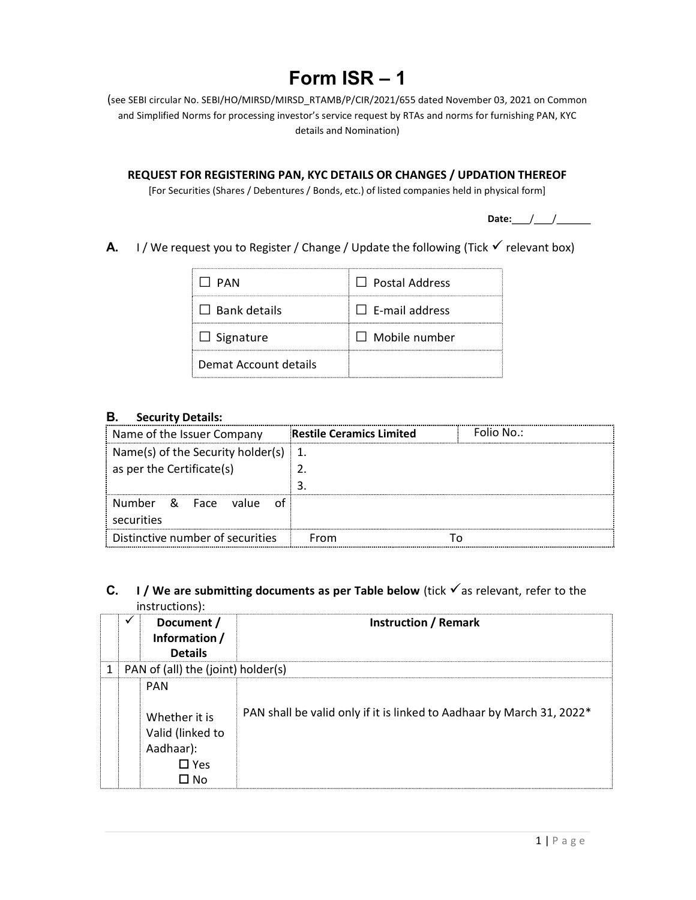# Form ISR – 1

(see SEBI circular No. SEBI/HO/MIRSD/MIRSD_RTAMB/P/CIR/2021/655 dated November 03, 2021 on Common and Simplified Norms for processing investor's service request by RTAs and norms for furnishing PAN, KYC details and Nomination)

**REQUEST FOR REGISTERING PAN, KYC DETAILS OR CHANGES / UPDATION THEREOF**

[For Securities (Shares / Debentures / Bonds, etc.) of listed companies held in physical form]

**Date:**___/___/______

**A.** I / We request you to Register / Change / Update the following (Tick ✓ relevant box)

| | |
|---|---|
| ☐ PAN | ☐ Postal Address |
| ☐ Bank details | ☐ E-mail address |
| ☐ Signature | ☐ Mobile number |
| Demat Account details | |

**B. Security Details:**

| | | |
|---|---|---|
| Name of the Issuer Company | **Restile Ceramics Limited** | Folio No.: |
| Name(s) of the Security holder(s) as per the Certificate(s) | 1.<br>2.<br>3. | |
| Number & Face value of securities | | |
| Distinctive number of securities | From | To |

**C. I / We are submitting documents as per Table below** (tick ✓as relevant, refer to the instructions):

| | ✓ | Document / Information / Details | Instruction / Remark |
|---|---|---|---|
| 1 | PAN of (all) the (joint) holder(s) | | |
| | | PAN<br><br>Whether it is Valid (linked to Aadhaar):<br>☐ Yes<br>☐ No | PAN shall be valid only if it is linked to Aadhaar by March 31, 2022* |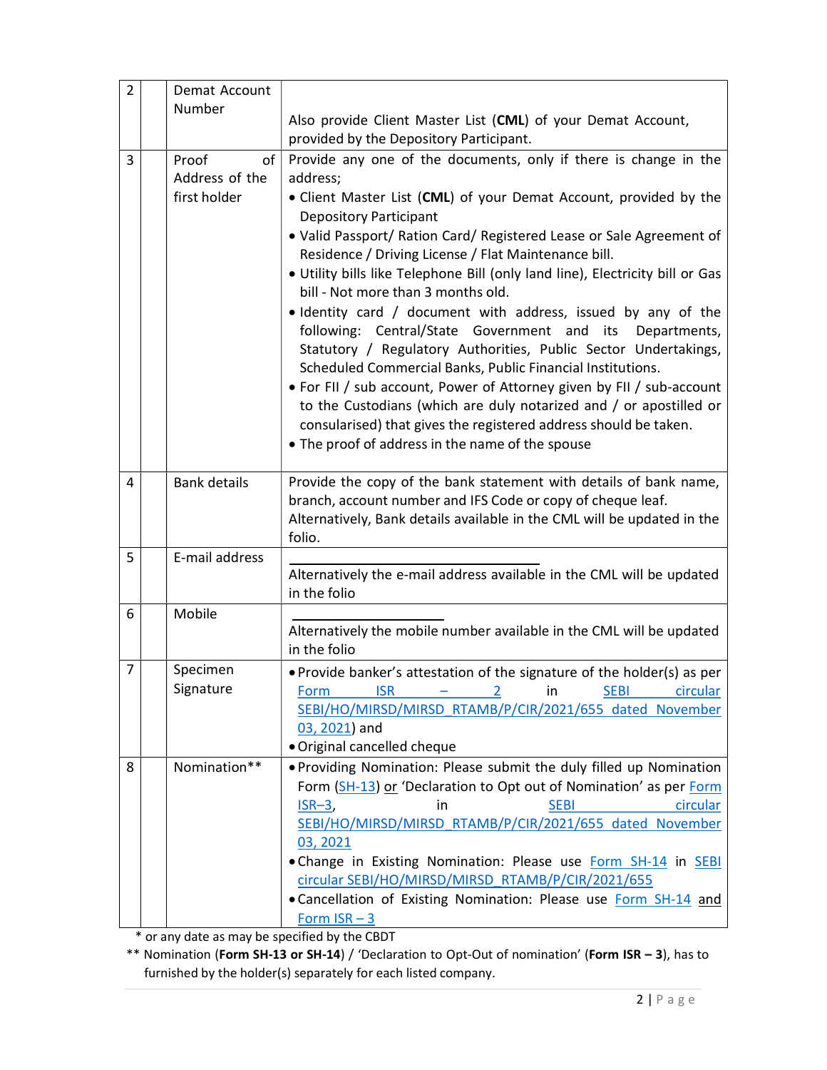| 2 | | Demat Account Number | Also provide Client Master List (**CML**) of your Demat Account, provided by the Depository Participant. |
|---|---|---|---|
| 3 | | Proof of Address of the first holder | Provide any one of the documents, only if there is change in the address;<br>• Client Master List (**CML**) of your Demat Account, provided by the Depository Participant<br>• Valid Passport/ Ration Card/ Registered Lease or Sale Agreement of Residence / Driving License / Flat Maintenance bill.<br>• Utility bills like Telephone Bill (only land line), Electricity bill or Gas bill - Not more than 3 months old.<br>• Identity card / document with address, issued by any of the following: Central/State Government and its Departments, Statutory / Regulatory Authorities, Public Sector Undertakings, Scheduled Commercial Banks, Public Financial Institutions.<br>• For FII / sub account, Power of Attorney given by FII / sub-account to the Custodians (which are duly notarized and / or apostilled or consularised) that gives the registered address should be taken.<br>• The proof of address in the name of the spouse |
| 4 | | Bank details | Provide the copy of the bank statement with details of bank name, branch, account number and IFS Code or copy of cheque leaf.<br>Alternatively, Bank details available in the CML will be updated in the folio. |
| 5 | | E-mail address | ________________________<br>Alternatively the e-mail address available in the CML will be updated in the folio |
| 6 | | Mobile | ________________<br>Alternatively the mobile number available in the CML will be updated in the folio |
| 7 | | Specimen Signature | • Provide banker's attestation of the signature of the holder(s) as per Form ISR – 2 in SEBI circular SEBI/HO/MIRSD/MIRSD_RTAMB/P/CIR/2021/655 dated November 03, 2021) and<br>• Original cancelled cheque |
| 8 | | Nomination** | • Providing Nomination: Please submit the duly filled up Nomination Form (SH-13) or 'Declaration to Opt out of Nomination' as per Form ISR–3, in SEBI circular SEBI/HO/MIRSD/MIRSD_RTAMB/P/CIR/2021/655 dated November 03, 2021<br>• Change in Existing Nomination: Please use Form SH-14 in SEBI circular SEBI/HO/MIRSD/MIRSD_RTAMB/P/CIR/2021/655<br>• Cancellation of Existing Nomination: Please use Form SH-14 and Form ISR – 3 |

\* or any date as may be specified by the CBDT

\*\* Nomination (**Form SH-13 or SH-14**) / 'Declaration to Opt-Out of nomination' (**Form ISR – 3**), has to furnished by the holder(s) separately for each listed company.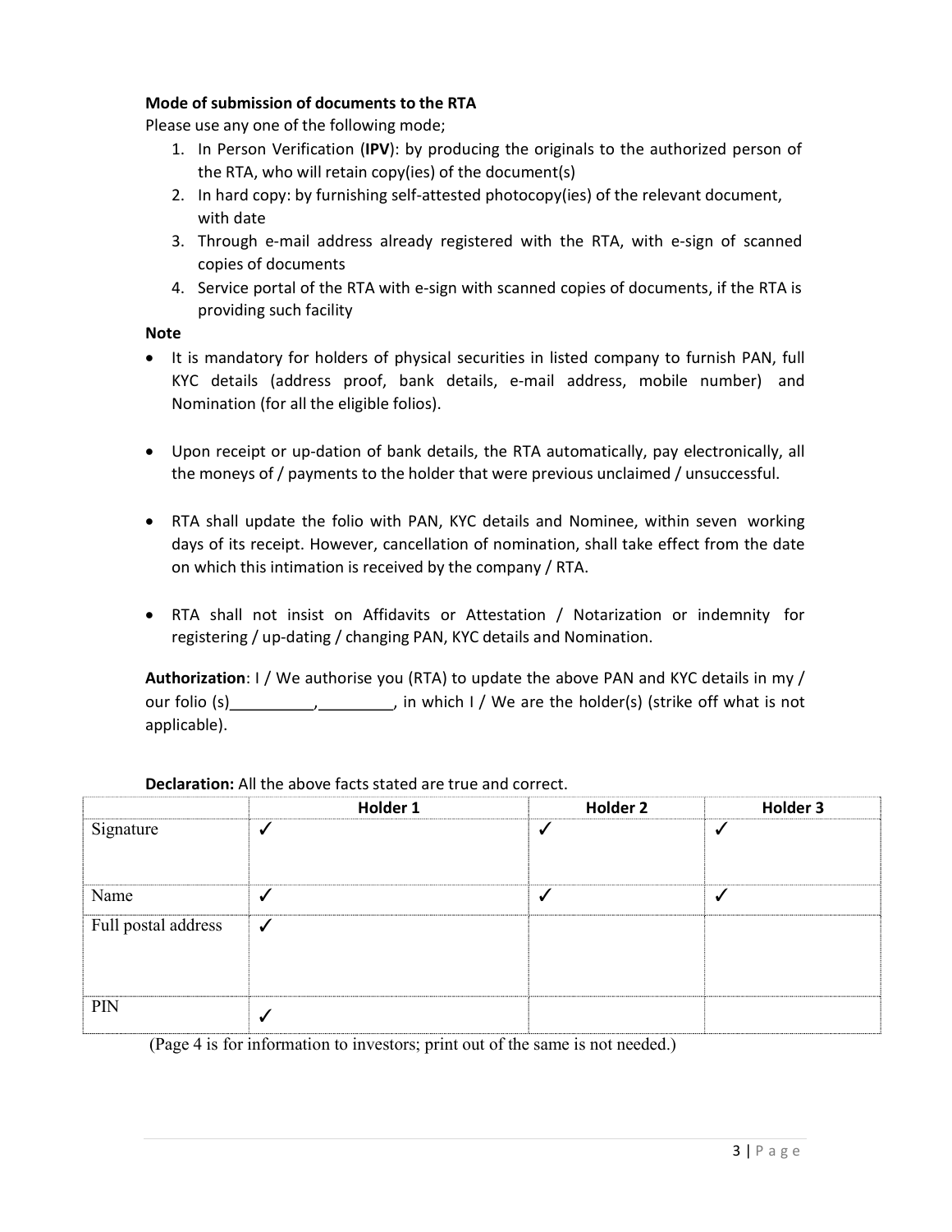**Mode of submission of documents to the RTA**

Please use any one of the following mode;

1. In Person Verification (**IPV**): by producing the originals to the authorized person of the RTA, who will retain copy(ies) of the document(s)
2. In hard copy: by furnishing self-attested photocopy(ies) of the relevant document, with date
3. Through e-mail address already registered with the RTA, with e-sign of scanned copies of documents
4. Service portal of the RTA with e-sign with scanned copies of documents, if the RTA is providing such facility

**Note**

- It is mandatory for holders of physical securities in listed company to furnish PAN, full KYC details (address proof, bank details, e-mail address, mobile number) and Nomination (for all the eligible folios).
- Upon receipt or up-dation of bank details, the RTA automatically, pay electronically, all the moneys of / payments to the holder that were previous unclaimed / unsuccessful.
- RTA shall update the folio with PAN, KYC details and Nominee, within seven working days of its receipt. However, cancellation of nomination, shall take effect from the date on which this intimation is received by the company / RTA.
- RTA shall not insist on Affidavits or Attestation / Notarization or indemnity for registering / up-dating / changing PAN, KYC details and Nomination.

**Authorization**: I / We authorise you (RTA) to update the above PAN and KYC details in my / our folio (s)__________,_________, in which I / We are the holder(s) (strike off what is not applicable).

**Declaration:** All the above facts stated are true and correct.

| | Holder 1 | Holder 2 | Holder 3 |
|---|---|---|---|
| Signature | ✓ | ✓ | ✓ |
| Name | ✓ | ✓ | ✓ |
| Full postal address | ✓ | | |
| PIN | ✓ | | |

(Page 4 is for information to investors; print out of the same is not needed.)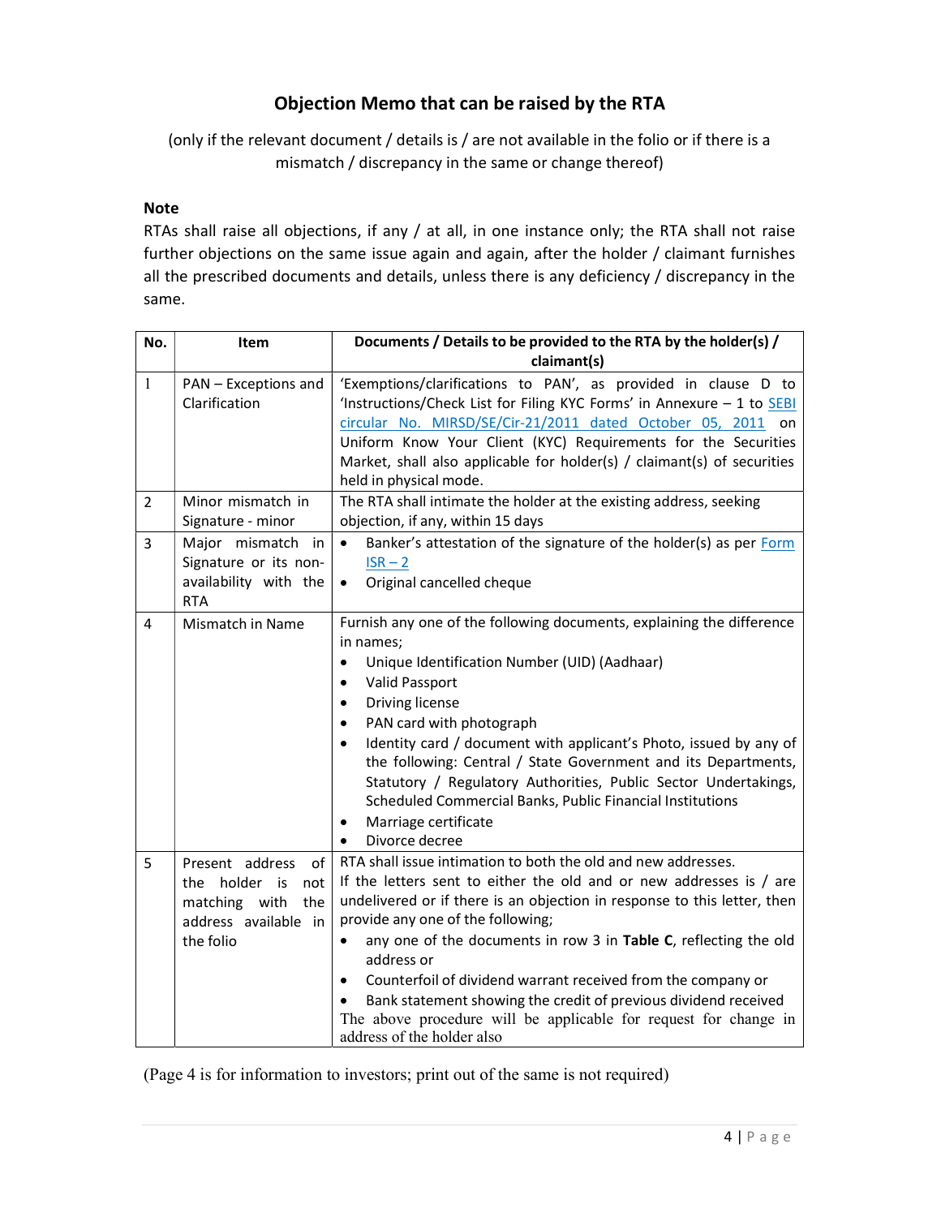## Objection Memo that can be raised by the RTA

(only if the relevant document / details is / are not available in the folio or if there is a mismatch / discrepancy in the same or change thereof)

**Note**

RTAs shall raise all objections, if any / at all, in one instance only; the RTA shall not raise further objections on the same issue again and again, after the holder / claimant furnishes all the prescribed documents and details, unless there is any deficiency / discrepancy in the same.

| No. | Item | Documents / Details to be provided to the RTA by the holder(s) / claimant(s) |
|---|---|---|
| 1 | PAN – Exceptions and Clarification | 'Exemptions/clarifications to PAN', as provided in clause D to 'Instructions/Check List for Filing KYC Forms' in Annexure – 1 to SEBI circular No. MIRSD/SE/Cir-21/2011 dated October 05, 2011 on Uniform Know Your Client (KYC) Requirements for the Securities Market, shall also applicable for holder(s) / claimant(s) of securities held in physical mode. |
| 2 | Minor mismatch in Signature - minor | The RTA shall intimate the holder at the existing address, seeking objection, if any, within 15 days |
| 3 | Major mismatch in Signature or its non-availability with the RTA | • Banker's attestation of the signature of the holder(s) as per Form ISR – 2<br>• Original cancelled cheque |
| 4 | Mismatch in Name | Furnish any one of the following documents, explaining the difference in names;<br>• Unique Identification Number (UID) (Aadhaar)<br>• Valid Passport<br>• Driving license<br>• PAN card with photograph<br>• Identity card / document with applicant's Photo, issued by any of the following: Central / State Government and its Departments, Statutory / Regulatory Authorities, Public Sector Undertakings, Scheduled Commercial Banks, Public Financial Institutions<br>• Marriage certificate<br>• Divorce decree |
| 5 | Present address of the holder is not matching with the address available in the folio | RTA shall issue intimation to both the old and new addresses.<br>If the letters sent to either the old and or new addresses is / are undelivered or if there is an objection in response to this letter, then provide any one of the following;<br>• any one of the documents in row 3 in **Table C**, reflecting the old address or<br>• Counterfoil of dividend warrant received from the company or<br>• Bank statement showing the credit of previous dividend received<br>The above procedure will be applicable for request for change in address of the holder also |

(Page 4 is for information to investors; print out of the same is not required)